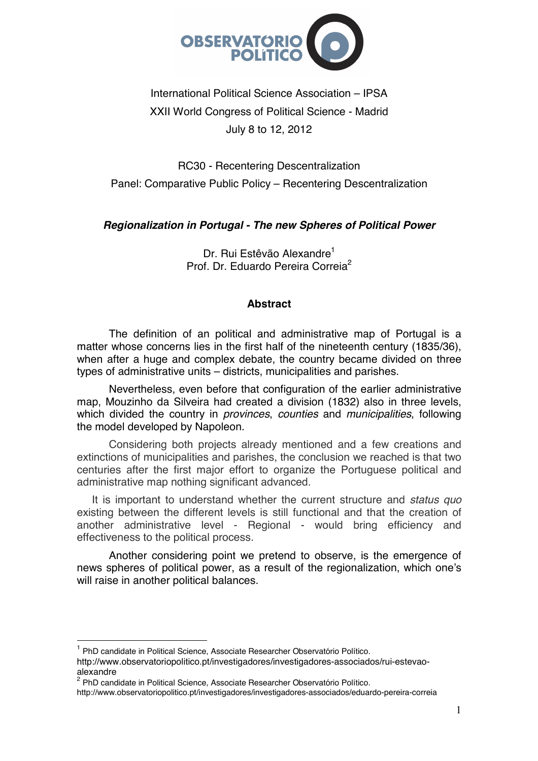International Political Science Association – IPSA

XXII World Congress of Political Science - Madrid

July 8 to 12, 2012

RC30 - Recentering Descentralization

Panel: Comparative Public Policy – Recentering Descentralization

## *Regionalization in Portugal - The new Spheres of Political Power*

Dr. Rui Estêvão Alexandre[1]
Prof. Dr. Eduardo Pereira Correia[2]

### Abstract

The definition of an political and administrative map of Portugal is a matter whose concerns lies in the first half of the nineteenth century (1835/36), when after a huge and complex debate, the country became divided on three types of administrative units – districts, municipalities and parishes.

Nevertheless, even before that configuration of the earlier administrative map, Mouzinho da Silveira had created a division (1832) also in three levels, which divided the country in *provinces*, *counties* and *municipalities*, following the model developed by Napoleon.

Considering both projects already mentioned and a few creations and extinctions of municipalities and parishes, the conclusion we reached is that two centuries after the first major effort to organize the Portuguese political and administrative map nothing significant advanced.

It is important to understand whether the current structure and *status quo* existing between the different levels is still functional and that the creation of another administrative level - Regional - would bring efficiency and effectiveness to the political process.

Another considering point we pretend to observe, is the emergence of news spheres of political power, as a result of the regionalization, which one's will raise in another political balances.

---

[1] PhD candidate in Political Science, Associate Researcher Observatório Político. http://www.observatoriopolitico.pt/investigadores/investigadores-associados/rui-estevao-alexandre

[2] PhD candidate in Political Science, Associate Researcher Observatório Político. http://www.observatoriopolitico.pt/investigadores/investigadores-associados/eduardo-pereira-correia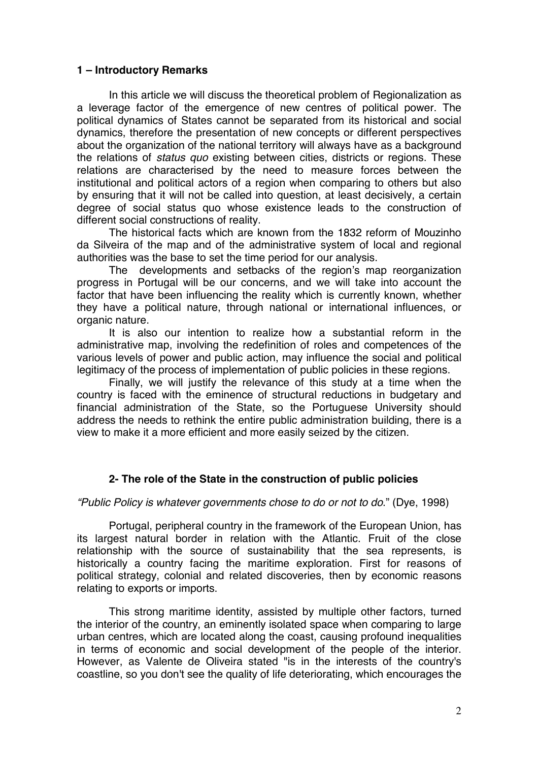## 1 – Introductory Remarks

In this article we will discuss the theoretical problem of Regionalization as a leverage factor of the emergence of new centres of political power. The political dynamics of States cannot be separated from its historical and social dynamics, therefore the presentation of new concepts or different perspectives about the organization of the national territory will always have as a background the relations of *status quo* existing between cities, districts or regions. These relations are characterised by the need to measure forces between the institutional and political actors of a region when comparing to others but also by ensuring that it will not be called into question, at least decisively, a certain degree of social status quo whose existence leads to the construction of different social constructions of reality.

The historical facts which are known from the 1832 reform of Mouzinho da Silveira of the map and of the administrative system of local and regional authorities was the base to set the time period for our analysis.

The developments and setbacks of the region's map reorganization progress in Portugal will be our concerns, and we will take into account the factor that have been influencing the reality which is currently known, whether they have a political nature, through national or international influences, or organic nature.

It is also our intention to realize how a substantial reform in the administrative map, involving the redefinition of roles and competences of the various levels of power and public action, may influence the social and political legitimacy of the process of implementation of public policies in these regions.

Finally, we will justify the relevance of this study at a time when the country is faced with the eminence of structural reductions in budgetary and financial administration of the State, so the Portuguese University should address the needs to rethink the entire public administration building, there is a view to make it a more efficient and more easily seized by the citizen.

## 2- The role of the State in the construction of public policies

*"Public Policy is whatever governments chose to do or not to do.*" (Dye, 1998)

Portugal, peripheral country in the framework of the European Union, has its largest natural border in relation with the Atlantic. Fruit of the close relationship with the source of sustainability that the sea represents, is historically a country facing the maritime exploration. First for reasons of political strategy, colonial and related discoveries, then by economic reasons relating to exports or imports.

This strong maritime identity, assisted by multiple other factors, turned the interior of the country, an eminently isolated space when comparing to large urban centres, which are located along the coast, causing profound inequalities in terms of economic and social development of the people of the interior. However, as Valente de Oliveira stated "is in the interests of the country's coastline, so you don't see the quality of life deteriorating, which encourages the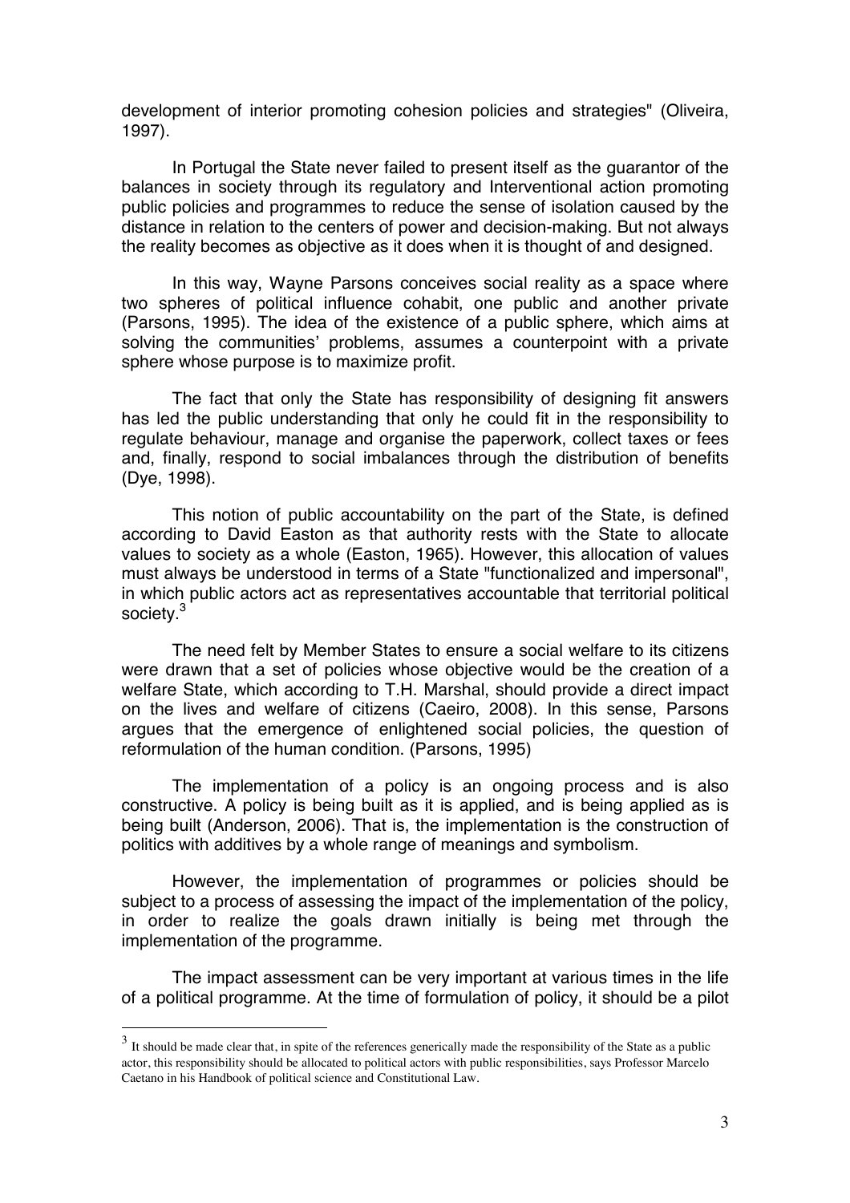development of interior promoting cohesion policies and strategies" (Oliveira, 1997).

In Portugal the State never failed to present itself as the guarantor of the balances in society through its regulatory and Interventional action promoting public policies and programmes to reduce the sense of isolation caused by the distance in relation to the centers of power and decision-making. But not always the reality becomes as objective as it does when it is thought of and designed.

In this way, Wayne Parsons conceives social reality as a space where two spheres of political influence cohabit, one public and another private (Parsons, 1995). The idea of the existence of a public sphere, which aims at solving the communities' problems, assumes a counterpoint with a private sphere whose purpose is to maximize profit.

The fact that only the State has responsibility of designing fit answers has led the public understanding that only he could fit in the responsibility to regulate behaviour, manage and organise the paperwork, collect taxes or fees and, finally, respond to social imbalances through the distribution of benefits (Dye, 1998).

This notion of public accountability on the part of the State, is defined according to David Easton as that authority rests with the State to allocate values to society as a whole (Easton, 1965). However, this allocation of values must always be understood in terms of a State "functionalized and impersonal", in which public actors act as representatives accountable that territorial political society.[3]

The need felt by Member States to ensure a social welfare to its citizens were drawn that a set of policies whose objective would be the creation of a welfare State, which according to T.H. Marshal, should provide a direct impact on the lives and welfare of citizens (Caeiro, 2008). In this sense, Parsons argues that the emergence of enlightened social policies, the question of reformulation of the human condition. (Parsons, 1995)

The implementation of a policy is an ongoing process and is also constructive. A policy is being built as it is applied, and is being applied as is being built (Anderson, 2006). That is, the implementation is the construction of politics with additives by a whole range of meanings and symbolism.

However, the implementation of programmes or policies should be subject to a process of assessing the impact of the implementation of the policy, in order to realize the goals drawn initially is being met through the implementation of the programme.

The impact assessment can be very important at various times in the life of a political programme. At the time of formulation of policy, it should be a pilot

---

[3] It should be made clear that, in spite of the references generically made the responsibility of the State as a public actor, this responsibility should be allocated to political actors with public responsibilities, says Professor Marcelo Caetano in his Handbook of political science and Constitutional Law.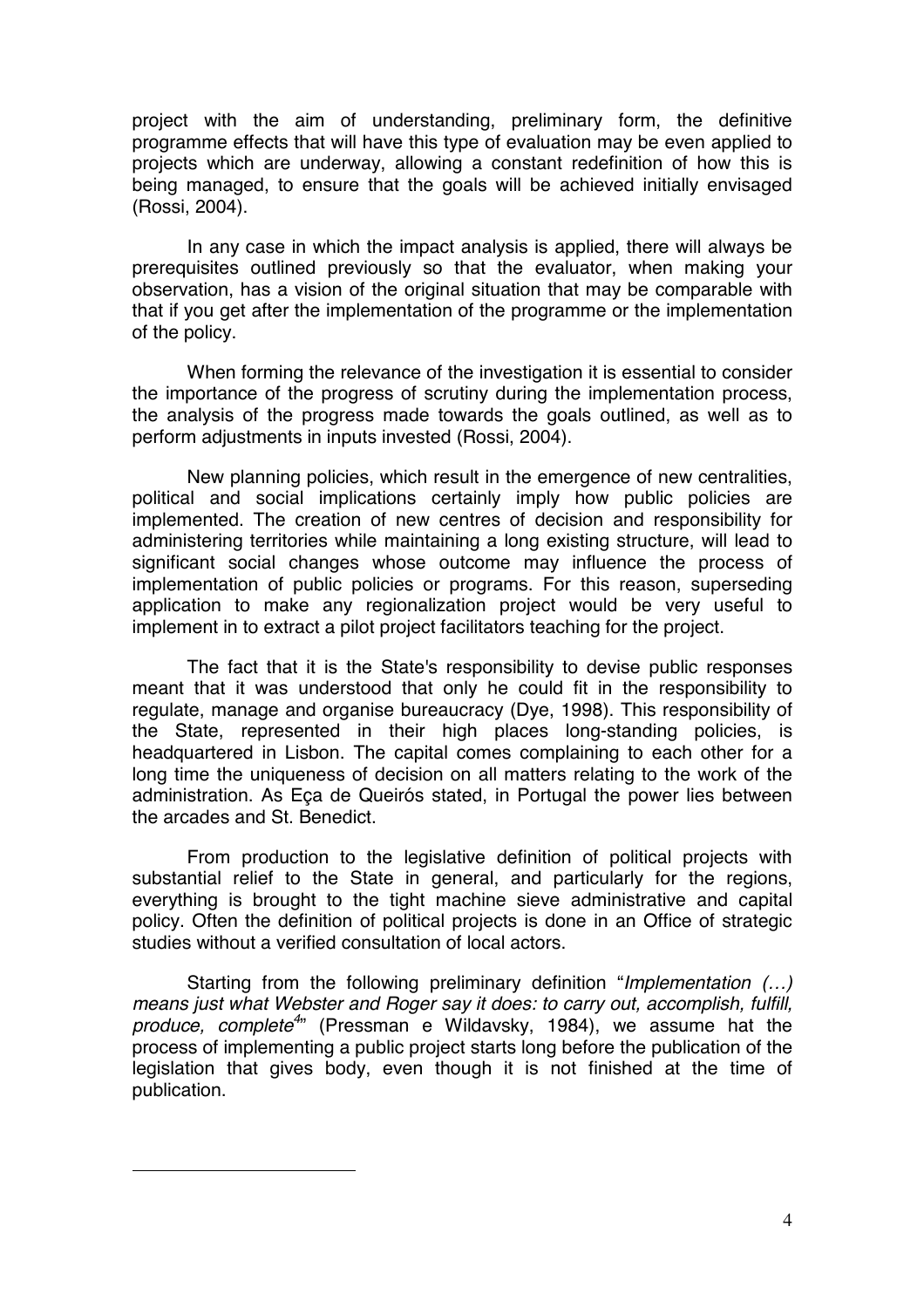project with the aim of understanding, preliminary form, the definitive programme effects that will have this type of evaluation may be even applied to projects which are underway, allowing a constant redefinition of how this is being managed, to ensure that the goals will be achieved initially envisaged (Rossi, 2004).

In any case in which the impact analysis is applied, there will always be prerequisites outlined previously so that the evaluator, when making your observation, has a vision of the original situation that may be comparable with that if you get after the implementation of the programme or the implementation of the policy.

When forming the relevance of the investigation it is essential to consider the importance of the progress of scrutiny during the implementation process, the analysis of the progress made towards the goals outlined, as well as to perform adjustments in inputs invested (Rossi, 2004).

New planning policies, which result in the emergence of new centralities, political and social implications certainly imply how public policies are implemented. The creation of new centres of decision and responsibility for administering territories while maintaining a long existing structure, will lead to significant social changes whose outcome may influence the process of implementation of public policies or programs. For this reason, superseding application to make any regionalization project would be very useful to implement in to extract a pilot project facilitators teaching for the project.

The fact that it is the State's responsibility to devise public responses meant that it was understood that only he could fit in the responsibility to regulate, manage and organise bureaucracy (Dye, 1998). This responsibility of the State, represented in their high places long-standing policies, is headquartered in Lisbon. The capital comes complaining to each other for a long time the uniqueness of decision on all matters relating to the work of the administration. As Eça de Queirós stated, in Portugal the power lies between the arcades and St. Benedict.

From production to the legislative definition of political projects with substantial relief to the State in general, and particularly for the regions, everything is brought to the tight machine sieve administrative and capital policy. Often the definition of political projects is done in an Office of strategic studies without a verified consultation of local actors.

Starting from the following preliminary definition "*Implementation (…) means just what Webster and Roger say it does: to carry out, accomplish, fulfill, produce, complete*[4]" (Pressman e Wildavsky, 1984), we assume hat the process of implementing a public project starts long before the publication of the legislation that gives body, even though it is not finished at the time of publication.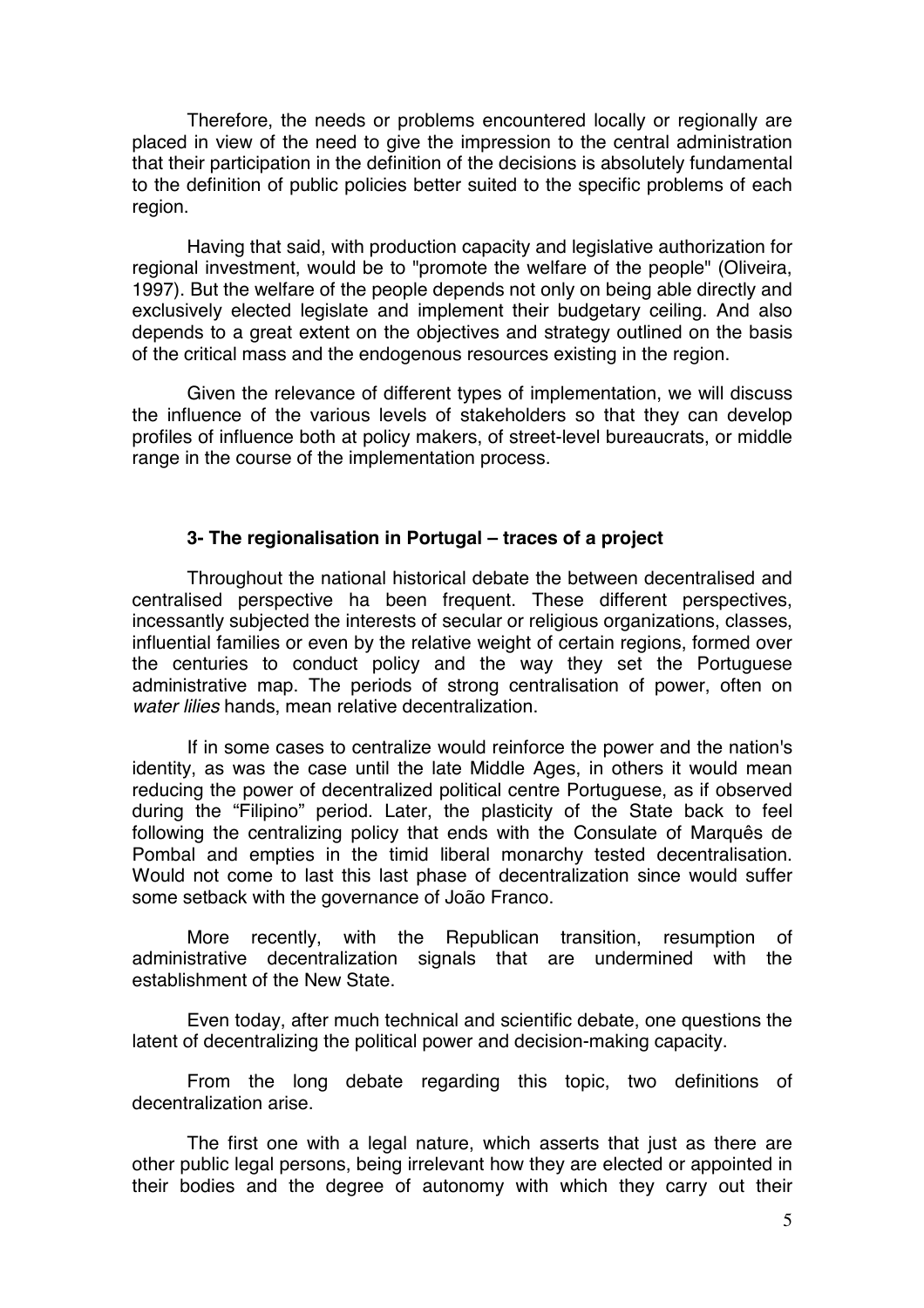Therefore, the needs or problems encountered locally or regionally are placed in view of the need to give the impression to the central administration that their participation in the definition of the decisions is absolutely fundamental to the definition of public policies better suited to the specific problems of each region.

Having that said, with production capacity and legislative authorization for regional investment, would be to "promote the welfare of the people" (Oliveira, 1997). But the welfare of the people depends not only on being able directly and exclusively elected legislate and implement their budgetary ceiling. And also depends to a great extent on the objectives and strategy outlined on the basis of the critical mass and the endogenous resources existing in the region.

Given the relevance of different types of implementation, we will discuss the influence of the various levels of stakeholders so that they can develop profiles of influence both at policy makers, of street-level bureaucrats, or middle range in the course of the implementation process.

### 3- The regionalisation in Portugal – traces of a project

Throughout the national historical debate the between decentralised and centralised perspective ha been frequent. These different perspectives, incessantly subjected the interests of secular or religious organizations, classes, influential families or even by the relative weight of certain regions, formed over the centuries to conduct policy and the way they set the Portuguese administrative map. The periods of strong centralisation of power, often on *water lilies* hands, mean relative decentralization.

If in some cases to centralize would reinforce the power and the nation's identity, as was the case until the late Middle Ages, in others it would mean reducing the power of decentralized political centre Portuguese, as if observed during the "Filipino" period. Later, the plasticity of the State back to feel following the centralizing policy that ends with the Consulate of Marquês de Pombal and empties in the timid liberal monarchy tested decentralisation. Would not come to last this last phase of decentralization since would suffer some setback with the governance of João Franco.

More recently, with the Republican transition, resumption of administrative decentralization signals that are undermined with the establishment of the New State.

Even today, after much technical and scientific debate, one questions the latent of decentralizing the political power and decision-making capacity.

From the long debate regarding this topic, two definitions of decentralization arise.

The first one with a legal nature, which asserts that just as there are other public legal persons, being irrelevant how they are elected or appointed in their bodies and the degree of autonomy with which they carry out their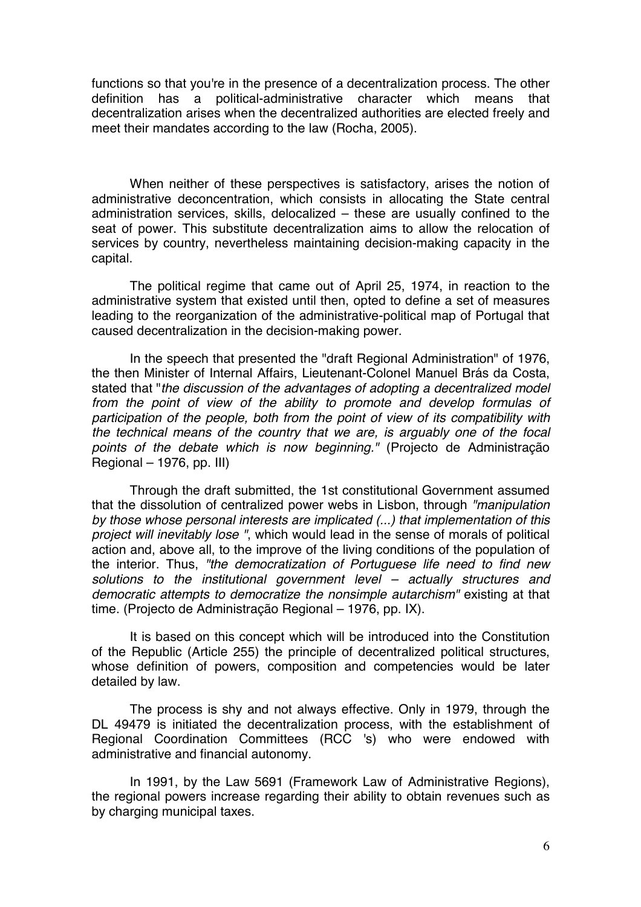functions so that you're in the presence of a decentralization process. The other definition has a political-administrative character which means that decentralization arises when the decentralized authorities are elected freely and meet their mandates according to the law (Rocha, 2005).

When neither of these perspectives is satisfactory, arises the notion of administrative deconcentration, which consists in allocating the State central administration services, skills, delocalized – these are usually confined to the seat of power. This substitute decentralization aims to allow the relocation of services by country, nevertheless maintaining decision-making capacity in the capital.

The political regime that came out of April 25, 1974, in reaction to the administrative system that existed until then, opted to define a set of measures leading to the reorganization of the administrative-political map of Portugal that caused decentralization in the decision-making power.

In the speech that presented the "draft Regional Administration" of 1976, the then Minister of Internal Affairs, Lieutenant-Colonel Manuel Brás da Costa, stated that "*the discussion of the advantages of adopting a decentralized model from the point of view of the ability to promote and develop formulas of participation of the people, both from the point of view of its compatibility with the technical means of the country that we are, is arguably one of the focal points of the debate which is now beginning."* (Projecto de Administração Regional – 1976, pp. III)

Through the draft submitted, the 1st constitutional Government assumed that the dissolution of centralized power webs in Lisbon, through *"manipulation by those whose personal interests are implicated (...) that implementation of this project will inevitably lose "*, which would lead in the sense of morals of political action and, above all, to the improve of the living conditions of the population of the interior. Thus, *"the democratization of Portuguese life need to find new solutions to the institutional government level – actually structures and democratic attempts to democratize the nonsimple autarchism"* existing at that time. (Projecto de Administração Regional – 1976, pp. IX).

It is based on this concept which will be introduced into the Constitution of the Republic (Article 255) the principle of decentralized political structures, whose definition of powers, composition and competencies would be later detailed by law.

The process is shy and not always effective. Only in 1979, through the DL 49479 is initiated the decentralization process, with the establishment of Regional Coordination Committees (RCC 's) who were endowed with administrative and financial autonomy.

In 1991, by the Law 5691 (Framework Law of Administrative Regions), the regional powers increase regarding their ability to obtain revenues such as by charging municipal taxes.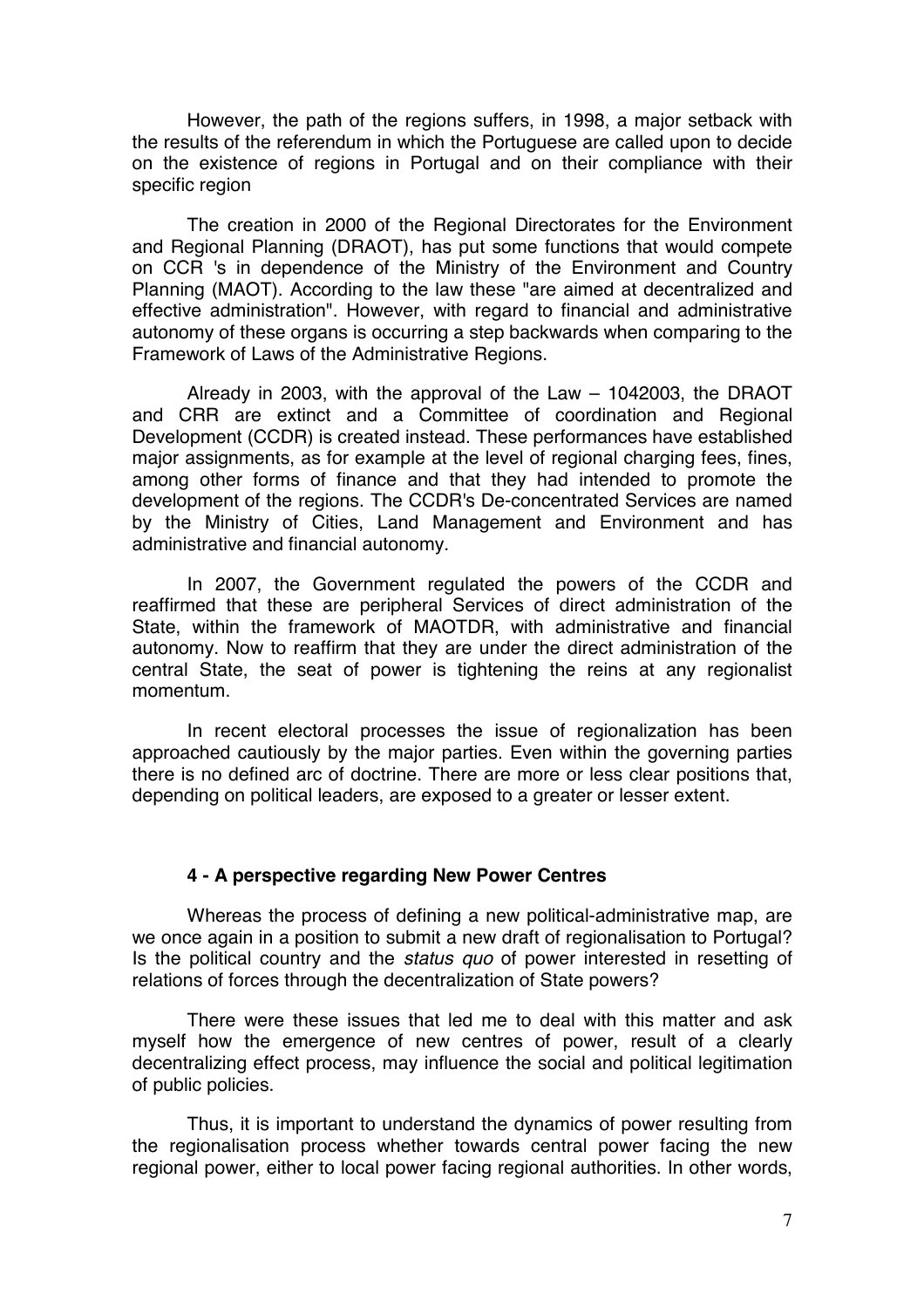However, the path of the regions suffers, in 1998, a major setback with the results of the referendum in which the Portuguese are called upon to decide on the existence of regions in Portugal and on their compliance with their specific region

The creation in 2000 of the Regional Directorates for the Environment and Regional Planning (DRAOT), has put some functions that would compete on CCR 's in dependence of the Ministry of the Environment and Country Planning (MAOT). According to the law these "are aimed at decentralized and effective administration". However, with regard to financial and administrative autonomy of these organs is occurring a step backwards when comparing to the Framework of Laws of the Administrative Regions.

Already in 2003, with the approval of the Law – 1042003, the DRAOT and CRR are extinct and a Committee of coordination and Regional Development (CCDR) is created instead. These performances have established major assignments, as for example at the level of regional charging fees, fines, among other forms of finance and that they had intended to promote the development of the regions. The CCDR's De-concentrated Services are named by the Ministry of Cities, Land Management and Environment and has administrative and financial autonomy.

In 2007, the Government regulated the powers of the CCDR and reaffirmed that these are peripheral Services of direct administration of the State, within the framework of MAOTDR, with administrative and financial autonomy. Now to reaffirm that they are under the direct administration of the central State, the seat of power is tightening the reins at any regionalist momentum.

In recent electoral processes the issue of regionalization has been approached cautiously by the major parties. Even within the governing parties there is no defined arc of doctrine. There are more or less clear positions that, depending on political leaders, are exposed to a greater or lesser extent.

### 4 - A perspective regarding New Power Centres

Whereas the process of defining a new political-administrative map, are we once again in a position to submit a new draft of regionalisation to Portugal? Is the political country and the *status quo* of power interested in resetting of relations of forces through the decentralization of State powers?

There were these issues that led me to deal with this matter and ask myself how the emergence of new centres of power, result of a clearly decentralizing effect process, may influence the social and political legitimation of public policies.

Thus, it is important to understand the dynamics of power resulting from the regionalisation process whether towards central power facing the new regional power, either to local power facing regional authorities. In other words,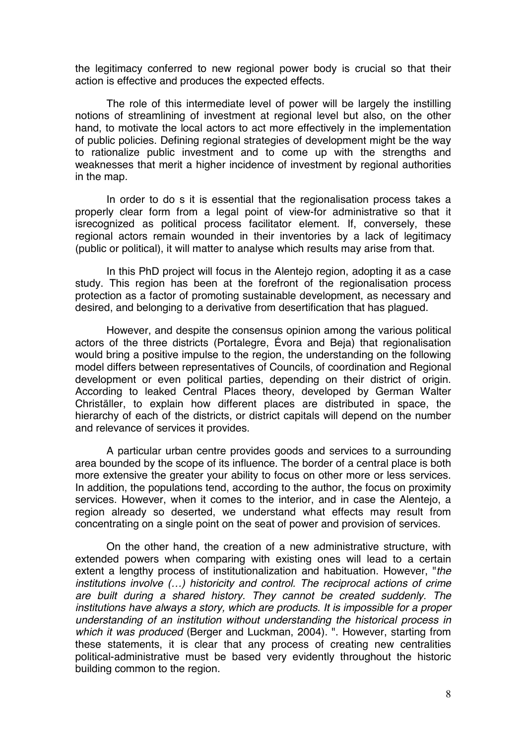the legitimacy conferred to new regional power body is crucial so that their action is effective and produces the expected effects.

The role of this intermediate level of power will be largely the instilling notions of streamlining of investment at regional level but also, on the other hand, to motivate the local actors to act more effectively in the implementation of public policies. Defining regional strategies of development might be the way to rationalize public investment and to come up with the strengths and weaknesses that merit a higher incidence of investment by regional authorities in the map.

In order to do s it is essential that the regionalisation process takes a properly clear form from a legal point of view-for administrative so that it isrecognized as political process facilitator element. If, conversely, these regional actors remain wounded in their inventories by a lack of legitimacy (public or political), it will matter to analyse which results may arise from that.

In this PhD project will focus in the Alentejo region, adopting it as a case study. This region has been at the forefront of the regionalisation process protection as a factor of promoting sustainable development, as necessary and desired, and belonging to a derivative from desertification that has plagued.

However, and despite the consensus opinion among the various political actors of the three districts (Portalegre, Évora and Beja) that regionalisation would bring a positive impulse to the region, the understanding on the following model differs between representatives of Councils, of coordination and Regional development or even political parties, depending on their district of origin. According to leaked Central Places theory, developed by German Walter Christäller, to explain how different places are distributed in space, the hierarchy of each of the districts, or district capitals will depend on the number and relevance of services it provides.

A particular urban centre provides goods and services to a surrounding area bounded by the scope of its influence. The border of a central place is both more extensive the greater your ability to focus on other more or less services. In addition, the populations tend, according to the author, the focus on proximity services. However, when it comes to the interior, and in case the Alentejo, a region already so deserted, we understand what effects may result from concentrating on a single point on the seat of power and provision of services.

On the other hand, the creation of a new administrative structure, with extended powers when comparing with existing ones will lead to a certain extent a lengthy process of institutionalization and habituation. However, "*the institutions involve (…) historicity and control. The reciprocal actions of crime are built during a shared history. They cannot be created suddenly. The institutions have always a story, which are products. It is impossible for a proper understanding of an institution without understanding the historical process in which it was produced* (Berger and Luckman, 2004). ". However, starting from these statements, it is clear that any process of creating new centralities political-administrative must be based very evidently throughout the historic building common to the region.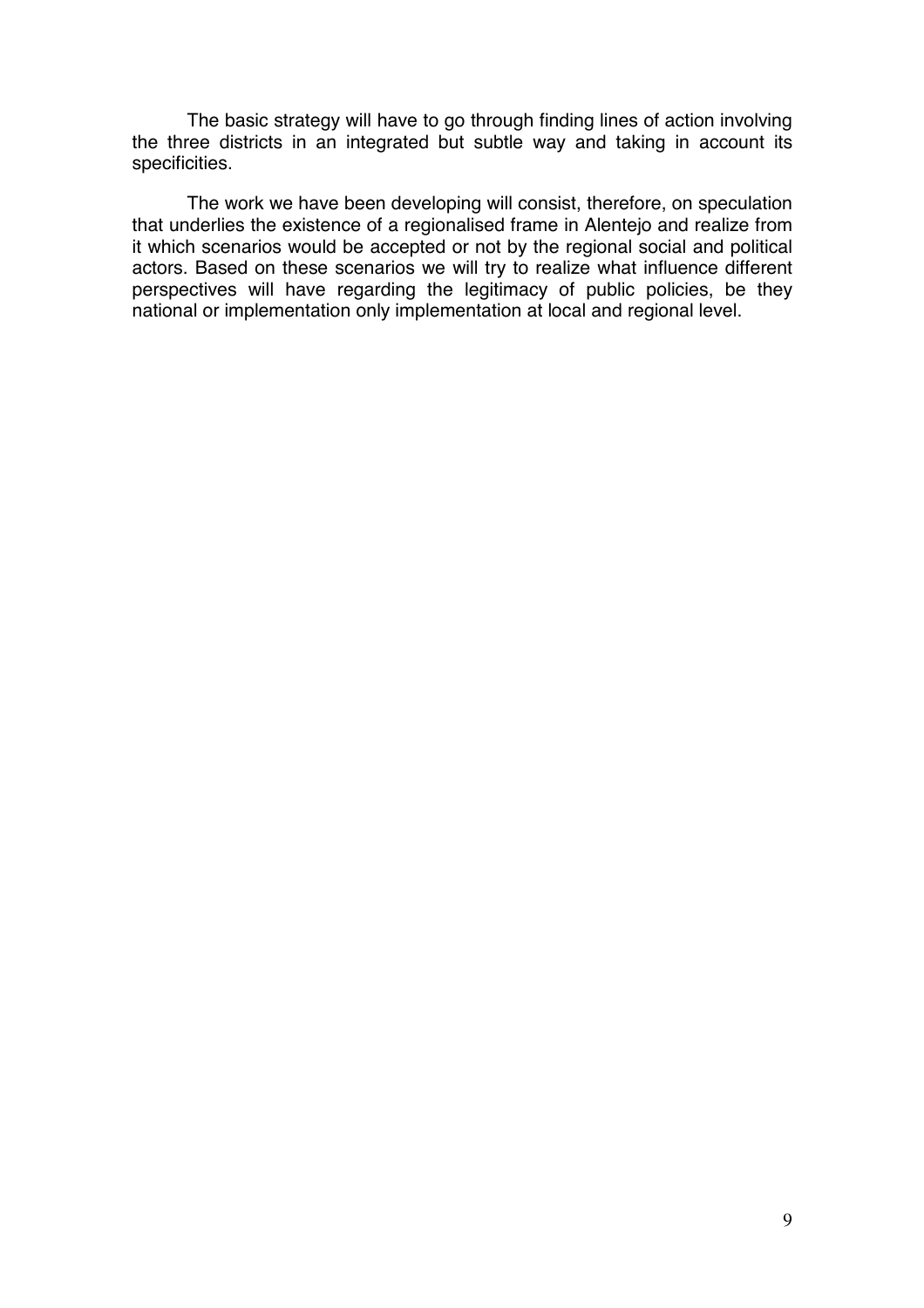The basic strategy will have to go through finding lines of action involving the three districts in an integrated but subtle way and taking in account its specificities.

The work we have been developing will consist, therefore, on speculation that underlies the existence of a regionalised frame in Alentejo and realize from it which scenarios would be accepted or not by the regional social and political actors. Based on these scenarios we will try to realize what influence different perspectives will have regarding the legitimacy of public policies, be they national or implementation only implementation at local and regional level.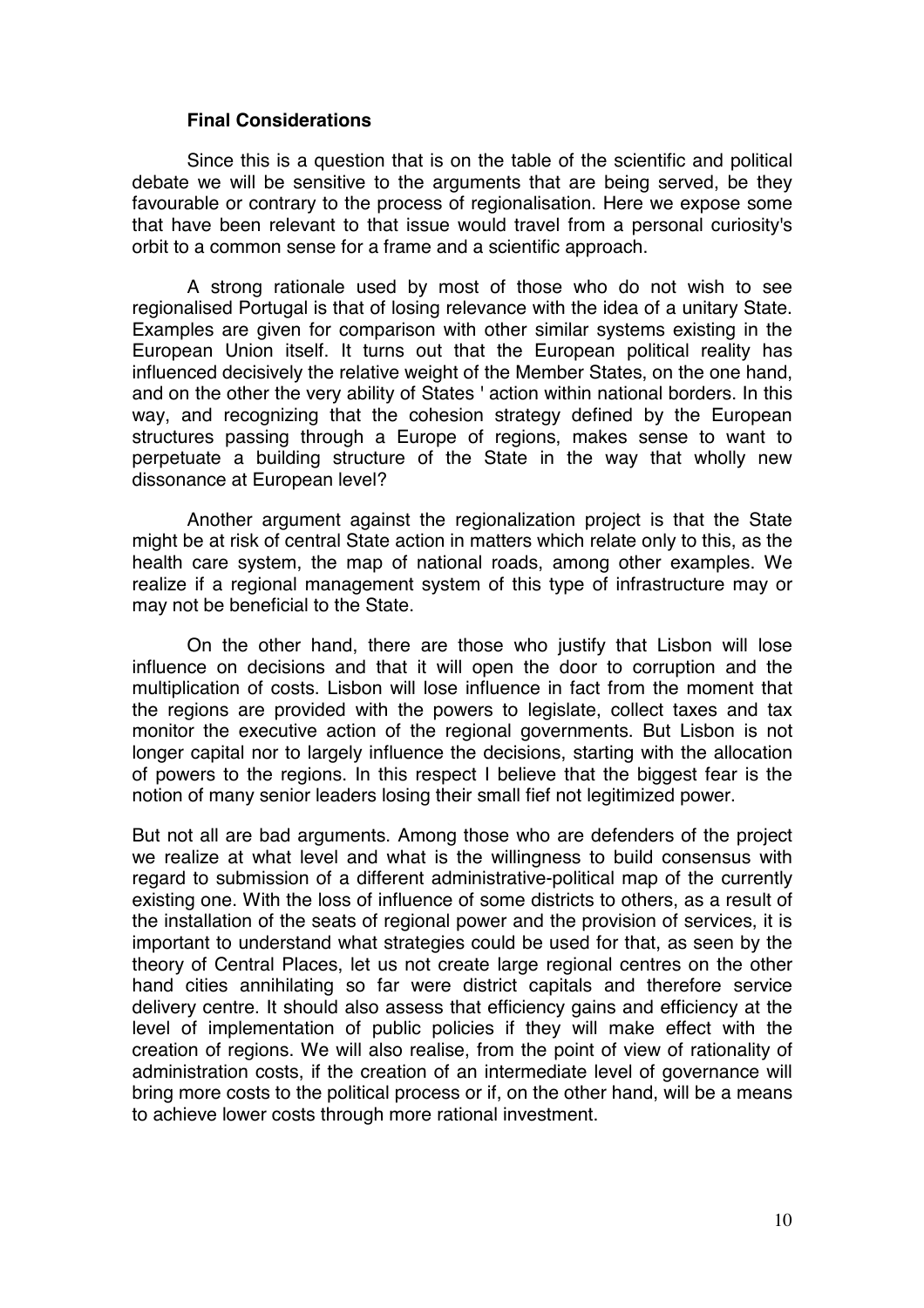## Final Considerations

Since this is a question that is on the table of the scientific and political debate we will be sensitive to the arguments that are being served, be they favourable or contrary to the process of regionalisation. Here we expose some that have been relevant to that issue would travel from a personal curiosity's orbit to a common sense for a frame and a scientific approach.

A strong rationale used by most of those who do not wish to see regionalised Portugal is that of losing relevance with the idea of a unitary State. Examples are given for comparison with other similar systems existing in the European Union itself. It turns out that the European political reality has influenced decisively the relative weight of the Member States, on the one hand, and on the other the very ability of States ' action within national borders. In this way, and recognizing that the cohesion strategy defined by the European structures passing through a Europe of regions, makes sense to want to perpetuate a building structure of the State in the way that wholly new dissonance at European level?

Another argument against the regionalization project is that the State might be at risk of central State action in matters which relate only to this, as the health care system, the map of national roads, among other examples. We realize if a regional management system of this type of infrastructure may or may not be beneficial to the State.

On the other hand, there are those who justify that Lisbon will lose influence on decisions and that it will open the door to corruption and the multiplication of costs. Lisbon will lose influence in fact from the moment that the regions are provided with the powers to legislate, collect taxes and tax monitor the executive action of the regional governments. But Lisbon is not longer capital nor to largely influence the decisions, starting with the allocation of powers to the regions. In this respect I believe that the biggest fear is the notion of many senior leaders losing their small fief not legitimized power.

But not all are bad arguments. Among those who are defenders of the project we realize at what level and what is the willingness to build consensus with regard to submission of a different administrative-political map of the currently existing one. With the loss of influence of some districts to others, as a result of the installation of the seats of regional power and the provision of services, it is important to understand what strategies could be used for that, as seen by the theory of Central Places, let us not create large regional centres on the other hand cities annihilating so far were district capitals and therefore service delivery centre. It should also assess that efficiency gains and efficiency at the level of implementation of public policies if they will make effect with the creation of regions. We will also realise, from the point of view of rationality of administration costs, if the creation of an intermediate level of governance will bring more costs to the political process or if, on the other hand, will be a means to achieve lower costs through more rational investment.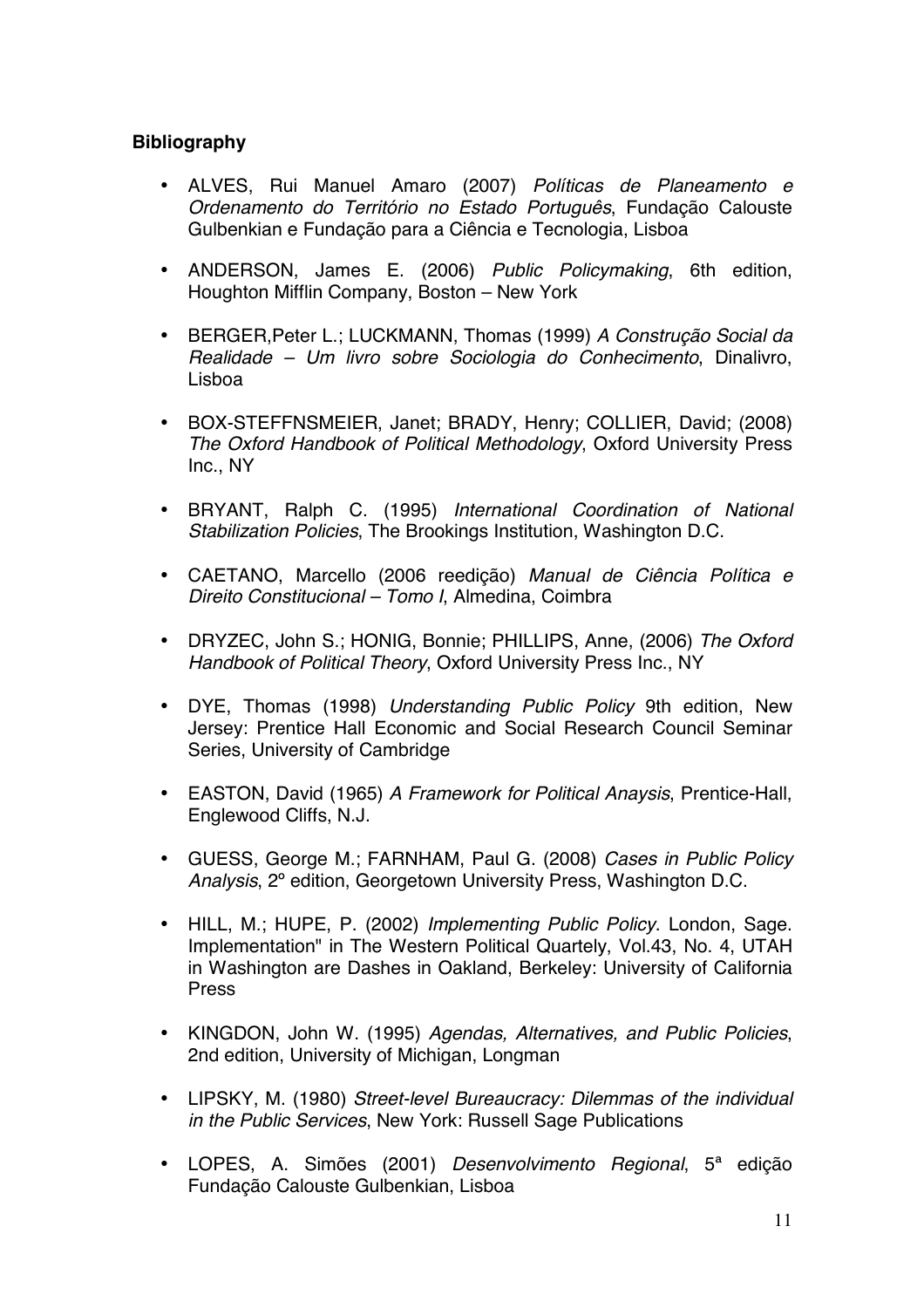**Bibliography**

- ALVES, Rui Manuel Amaro (2007) *Políticas de Planeamento e Ordenamento do Território no Estado Português*, Fundação Calouste Gulbenkian e Fundação para a Ciência e Tecnologia, Lisboa

- ANDERSON, James E. (2006) *Public Policymaking*, 6th edition, Houghton Mifflin Company, Boston – New York

- BERGER,Peter L.; LUCKMANN, Thomas (1999) *A Construção Social da Realidade – Um livro sobre Sociologia do Conhecimento*, Dinalivro, Lisboa

- BOX-STEFFNSMEIER, Janet; BRADY, Henry; COLLIER, David; (2008) *The Oxford Handbook of Political Methodology*, Oxford University Press Inc., NY

- BRYANT, Ralph C. (1995) *International Coordination of National Stabilization Policies*, The Brookings Institution, Washington D.C.

- CAETANO, Marcello (2006 reedição) *Manual de Ciência Política e Direito Constitucional – Tomo I*, Almedina, Coimbra

- DRYZEC, John S.; HONIG, Bonnie; PHILLIPS, Anne, (2006) *The Oxford Handbook of Political Theory*, Oxford University Press Inc., NY

- DYE, Thomas (1998) *Understanding Public Policy* 9th edition, New Jersey: Prentice Hall Economic and Social Research Council Seminar Series, University of Cambridge

- EASTON, David (1965) *A Framework for Political Anaysis*, Prentice-Hall, Englewood Cliffs, N.J.

- GUESS, George M.; FARNHAM, Paul G. (2008) *Cases in Public Policy Analysis*, 2º edition, Georgetown University Press, Washington D.C.

- HILL, M.; HUPE, P. (2002) *Implementing Public Policy*. London, Sage. Implementation" in The Western Political Quartely, Vol.43, No. 4, UTAH in Washington are Dashes in Oakland, Berkeley: University of California Press

- KINGDON, John W. (1995) *Agendas, Alternatives, and Public Policies*, 2nd edition, University of Michigan, Longman

- LIPSKY, M. (1980) *Street-level Bureaucracy: Dilemmas of the individual in the Public Services*, New York: Russell Sage Publications

- LOPES, A. Simões (2001) *Desenvolvimento Regional*, 5ª edição Fundação Calouste Gulbenkian, Lisboa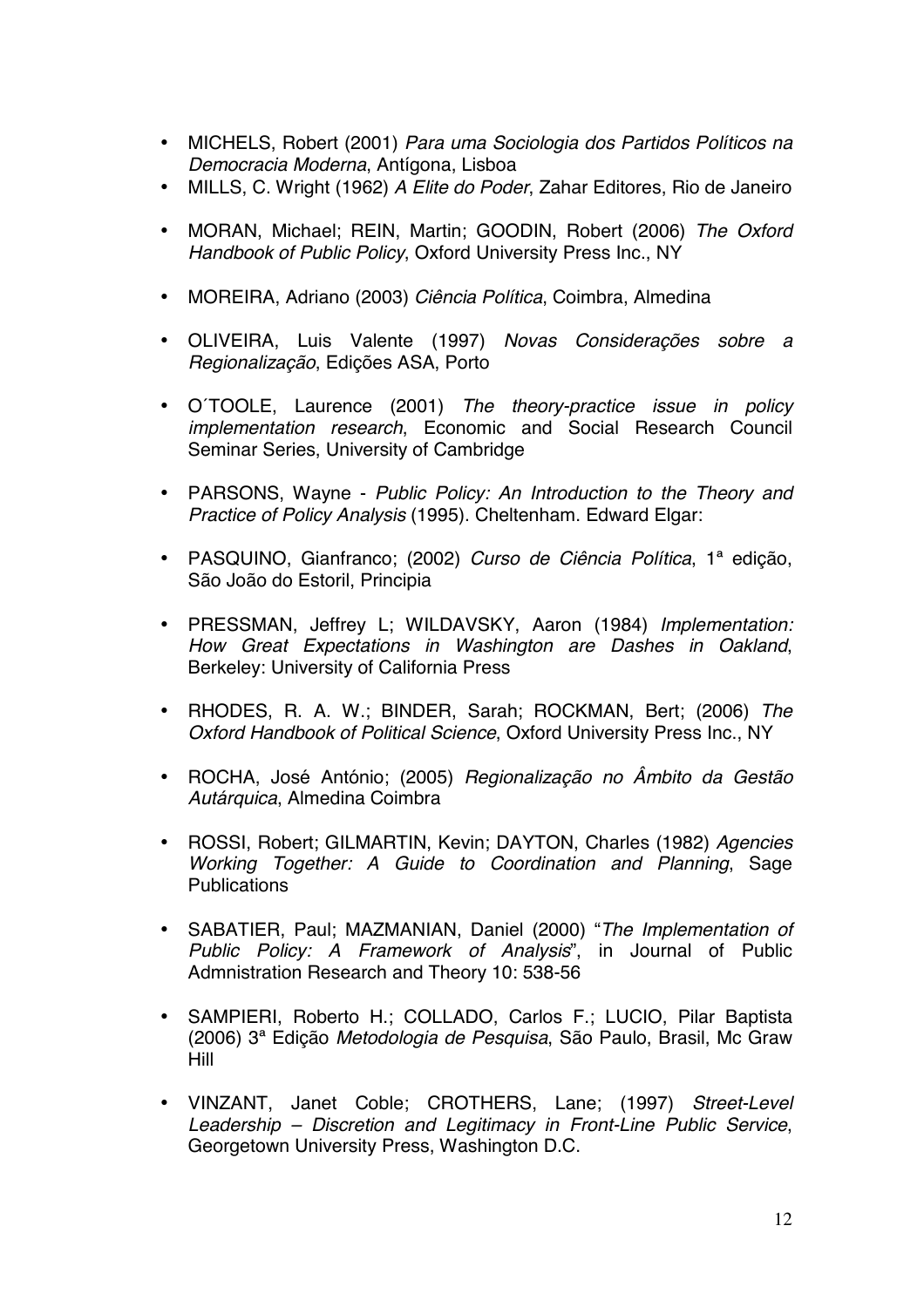- MICHELS, Robert (2001) *Para uma Sociologia dos Partidos Políticos na Democracia Moderna*, Antígona, Lisboa
- MILLS, C. Wright (1962) *A Elite do Poder*, Zahar Editores, Rio de Janeiro
- MORAN, Michael; REIN, Martin; GOODIN, Robert (2006) *The Oxford Handbook of Public Policy*, Oxford University Press Inc., NY
- MOREIRA, Adriano (2003) *Ciência Política*, Coimbra, Almedina
- OLIVEIRA, Luis Valente (1997) *Novas Considerações sobre a Regionalização*, Edições ASA, Porto
- O´TOOLE, Laurence (2001) *The theory-practice issue in policy implementation research*, Economic and Social Research Council Seminar Series, University of Cambridge
- PARSONS, Wayne - *Public Policy: An Introduction to the Theory and Practice of Policy Analysis* (1995). Cheltenham. Edward Elgar:
- PASQUINO, Gianfranco; (2002) *Curso de Ciência Política*, 1ª edição, São João do Estoril, Principia
- PRESSMAN, Jeffrey L; WILDAVSKY, Aaron (1984) *Implementation: How Great Expectations in Washington are Dashes in Oakland*, Berkeley: University of California Press
- RHODES, R. A. W.; BINDER, Sarah; ROCKMAN, Bert; (2006) *The Oxford Handbook of Political Science*, Oxford University Press Inc., NY
- ROCHA, José António; (2005) *Regionalização no Âmbito da Gestão Autárquica*, Almedina Coimbra
- ROSSI, Robert; GILMARTIN, Kevin; DAYTON, Charles (1982) *Agencies Working Together: A Guide to Coordination and Planning*, Sage Publications
- SABATIER, Paul; MAZMANIAN, Daniel (2000) "*The Implementation of Public Policy: A Framework of Analysis*", in Journal of Public Admnistration Research and Theory 10: 538-56
- SAMPIERI, Roberto H.; COLLADO, Carlos F.; LUCIO, Pilar Baptista (2006) 3ª Edição *Metodologia de Pesquisa*, São Paulo, Brasil, Mc Graw Hill
- VINZANT, Janet Coble; CROTHERS, Lane; (1997) *Street-Level Leadership – Discretion and Legitimacy in Front-Line Public Service*, Georgetown University Press, Washington D.C.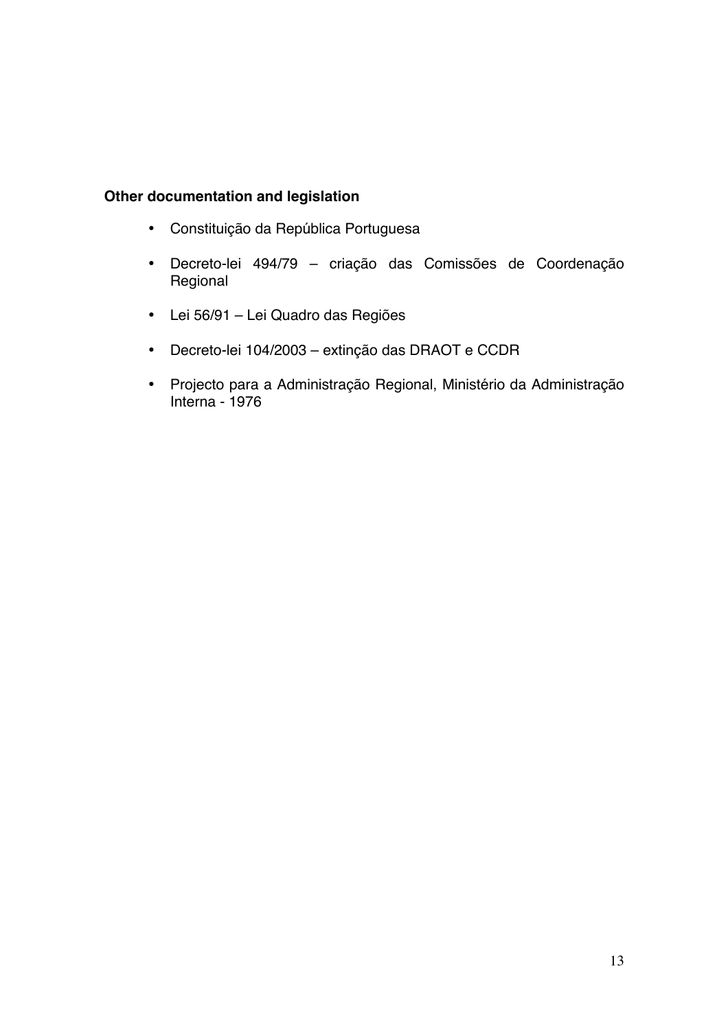**Other documentation and legislation**

- Constituição da República Portuguesa
- Decreto-lei 494/79 – criação das Comissões de Coordenação Regional
- Lei 56/91 – Lei Quadro das Regiões
- Decreto-lei 104/2003 – extinção das DRAOT e CCDR
- Projecto para a Administração Regional, Ministério da Administração Interna - 1976